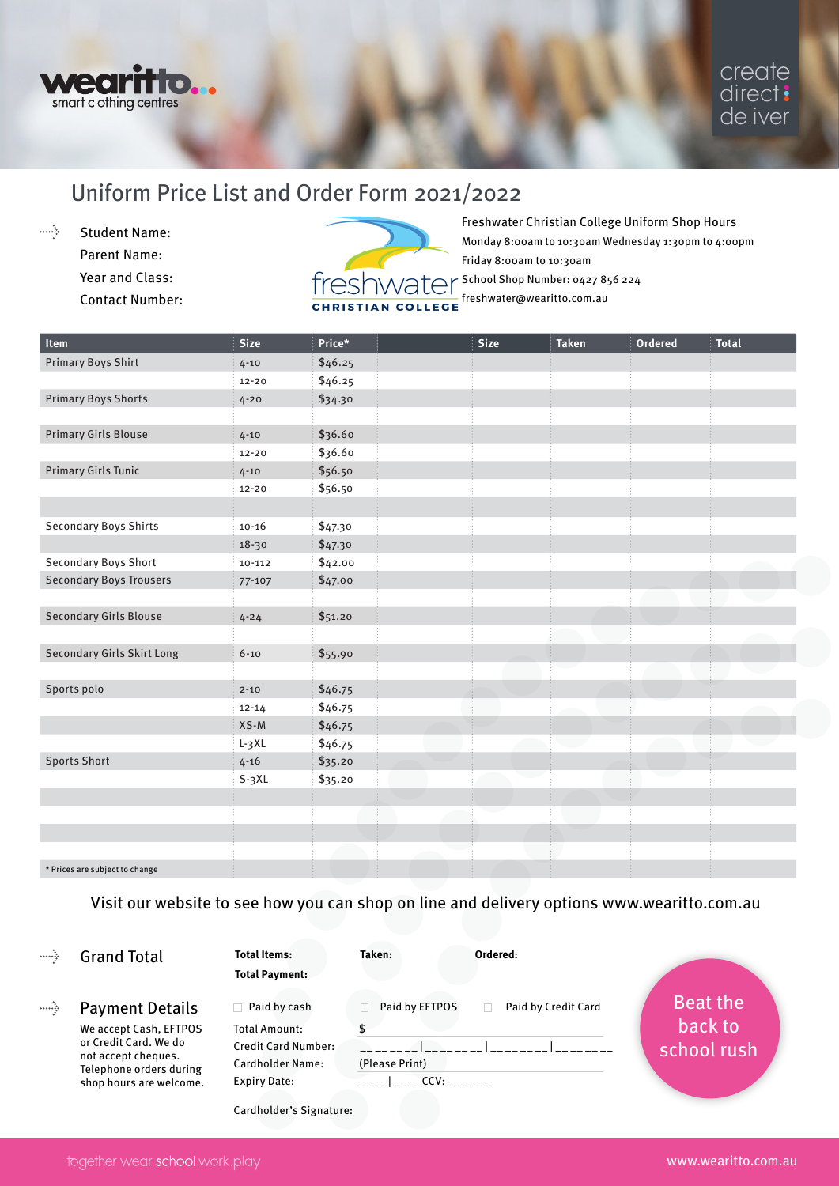wearitto...
smart clothing centres

create
direct
deliver

# Uniform Price List and Order Form 2021/2022

Student Name:
Parent Name:
Year and Class:
Contact Number:

freshwater CHRISTIAN COLLEGE

Freshwater Christian College Uniform Shop Hours
Monday 8:00am to 10:30am Wednesday 1:30pm to 4:00pm
Friday 8:00am to 10:30am
School Shop Number: 0427 856 224
freshwater@wearitto.com.au

| Item | Size | Price* | | Size | Taken | Ordered | Total |
|---|---|---|---|---|---|---|---|
| Primary Boys Shirt | 4-10 | $46.25 | | | | | |
| | 12-20 | $46.25 | | | | | |
| Primary Boys Shorts | 4-20 | $34.30 | | | | | |
| | | | | | | | |
| Primary Girls Blouse | 4-10 | $36.60 | | | | | |
| | 12-20 | $36.60 | | | | | |
| Primary Girls Tunic | 4-10 | $56.50 | | | | | |
| | 12-20 | $56.50 | | | | | |
| | | | | | | | |
| Secondary Boys Shirts | 10-16 | $47.30 | | | | | |
| | 18-30 | $47.30 | | | | | |
| Secondary Boys Short | 10-112 | $42.00 | | | | | |
| Secondary Boys Trousers | 77-107 | $47.00 | | | | | |
| | | | | | | | |
| Secondary Girls Blouse | 4-24 | $51.20 | | | | | |
| | | | | | | | |
| Secondary Girls Skirt Long | 6-10 | $55.90 | | | | | |
| | | | | | | | |
| Sports polo | 2-10 | $46.75 | | | | | |
| | 12-14 | $46.75 | | | | | |
| | XS-M | $46.75 | | | | | |
| | L-3XL | $46.75 | | | | | |
| Sports Short | 4-16 | $35.20 | | | | | |
| | S-3XL | $35.20 | | | | | |
| | | | | | | | |
| | | | | | | | |
| | | | | | | | |
| | | | | | | | |
| * Prices are subject to change | | | | | | | |

Visit our website to see how you can shop on line and delivery options www.wearitto.com.au

## Grand Total

**Total Items:** **Taken:** **Ordered:**

**Total Payment:**

## Payment Details

We accept Cash, EFTPOS or Credit Card. We do not accept cheques. Telephone orders during shop hours are welcome.

☐ Paid by cash ☐ Paid by EFTPOS ☐ Paid by Credit Card

Total Amount: $

Credit Card Number: _______|_______|_______|_______

Cardholder Name: (Please Print)

Expiry Date: ____|____ CCV: _______

Cardholder's Signature:

Beat the back to school rush

together wear school.work.play

www.wearitto.com.au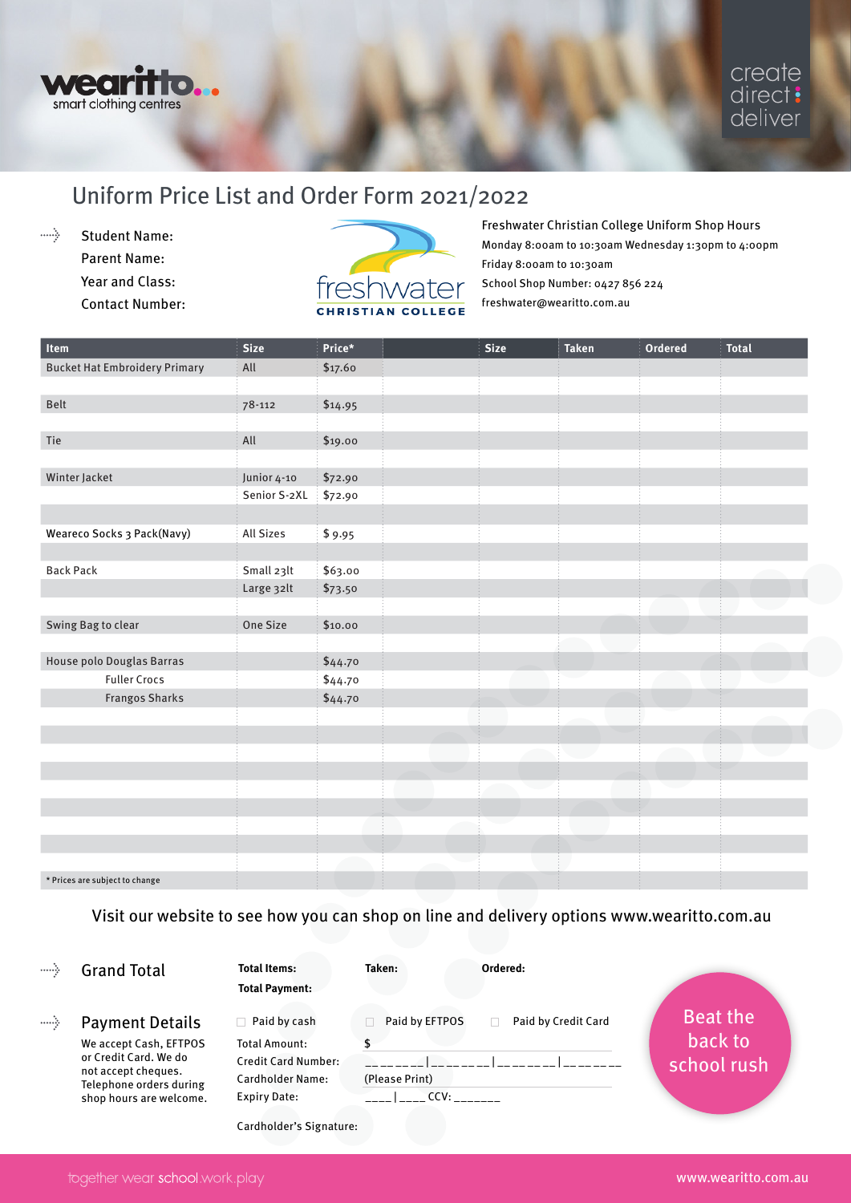wearitto... smart clothing centres

create direct deliver

# Uniform Price List and Order Form 2021/2022

Student Name:
Parent Name:
Year and Class:
Contact Number:

freshwater CHRISTIAN COLLEGE

Freshwater Christian College Uniform Shop Hours
Monday 8:00am to 10:30am Wednesday 1:30pm to 4:00pm
Friday 8:00am to 10:30am
School Shop Number: 0427 856 224
freshwater@wearitto.com.au

| Item | Size | Price* | | Size | Taken | Ordered | Total |
|---|---|---|---|---|---|---|---|
| Bucket Hat Embroidery Primary | All | $17.60 | | | | | |
| | | | | | | | |
| Belt | 78-112 | $14.95 | | | | | |
| | | | | | | | |
| Tie | All | $19.00 | | | | | |
| | | | | | | | |
| Winter Jacket | Junior 4-10 | $72.90 | | | | | |
| | Senior S-2XL | $72.90 | | | | | |
| | | | | | | | |
| Weareco Socks 3 Pack(Navy) | All Sizes | $ 9.95 | | | | | |
| | | | | | | | |
| Back Pack | Small 23lt | $63.00 | | | | | |
| | Large 32lt | $73.50 | | | | | |
| | | | | | | | |
| Swing Bag to clear | One Size | $10.00 | | | | | |
| | | | | | | | |
| House polo Douglas Barras | | $44.70 | | | | | |
| Fuller Crocs | | $44.70 | | | | | |
| Frangos Sharks | | $44.70 | | | | | |
| | | | | | | | |
| | | | | | | | |
| | | | | | | | |
| | | | | | | | |
| | | | | | | | |
| | | | | | | | |
| | | | | | | | |
| | | | | | | | |
| | | | | | | | |
| | | | | | | | |
| * Prices are subject to change | | | | | | | |

Visit our website to see how you can shop on line and delivery options www.wearitto.com.au

## Grand Total

**Total Items:** **Taken:** **Ordered:**

**Total Payment:**

## Payment Details

We accept Cash, EFTPOS or Credit Card. We do not accept cheques. Telephone orders during shop hours are welcome.

☐ Paid by cash ☐ Paid by EFTPOS ☐ Paid by Credit Card

Total Amount: $

Credit Card Number: _ _ _ _ _ _ _ | _ _ _ _ _ _ _ | _ _ _ _ _ _ _ | _ _ _ _ _ _ _

Cardholder Name: (Please Print)

Expiry Date: _ _ _ _ | _ _ _ _ CCV: _ _ _ _ _ _ _

Cardholder's Signature:

Beat the back to school rush

together wear school.work.play

www.wearitto.com.au